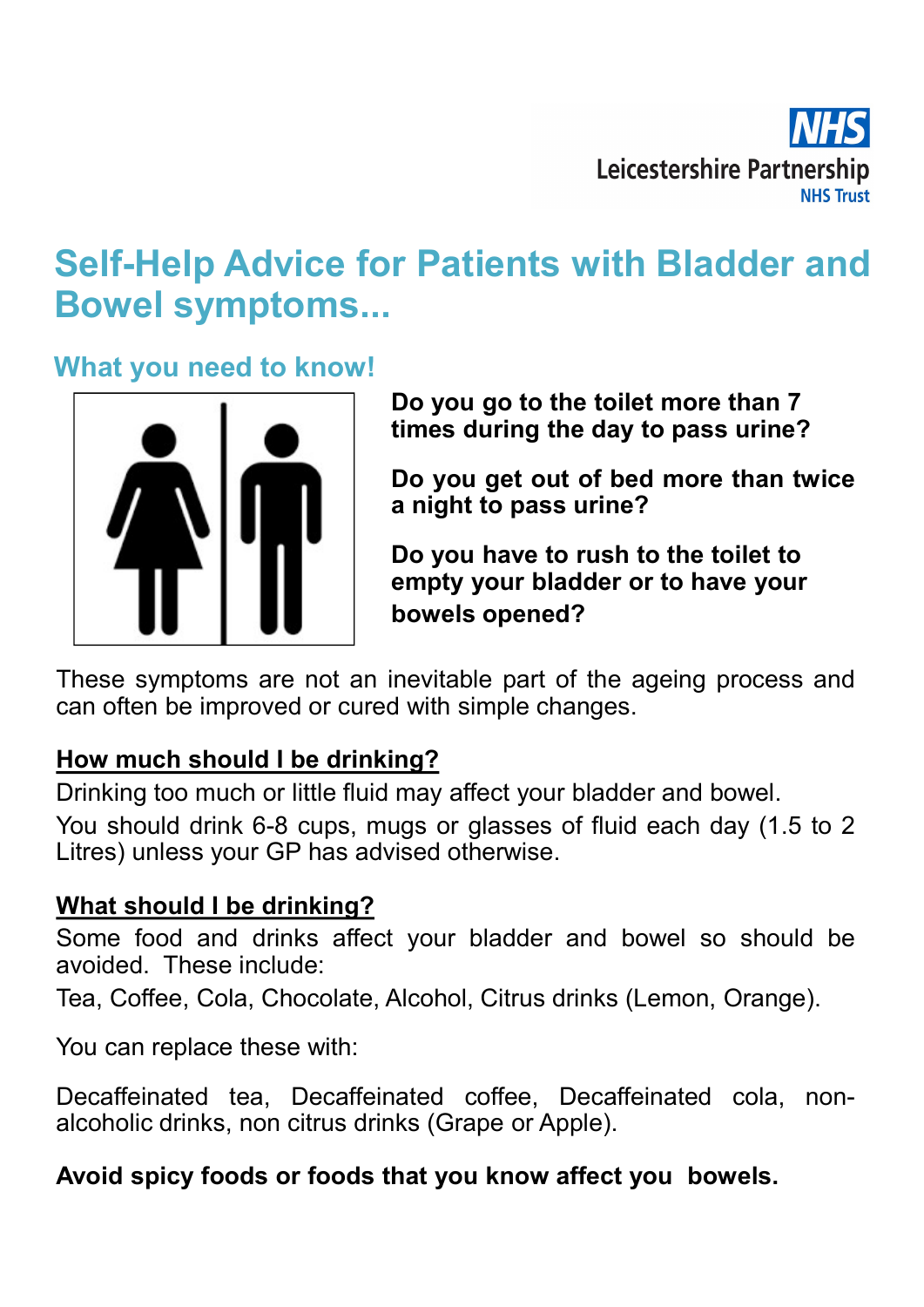NHS
Leicestershire Partnership
NHS Trust

# Self-Help Advice for Patients with Bladder and Bowel symptoms...

## What you need to know!

**Do you go to the toilet more than 7 times during the day to pass urine?**

**Do you get out of bed more than twice a night to pass urine?**

**Do you have to rush to the toilet to empty your bladder or to have your bowels opened?**

These symptoms are not an inevitable part of the ageing process and can often be improved or cured with simple changes.

**How much should I be drinking?**

Drinking too much or little fluid may affect your bladder and bowel.

You should drink 6-8 cups, mugs or glasses of fluid each day (1.5 to 2 Litres) unless your GP has advised otherwise.

**What should I be drinking?**

Some food and drinks affect your bladder and bowel so should be avoided. These include:

Tea, Coffee, Cola, Chocolate, Alcohol, Citrus drinks (Lemon, Orange).

You can replace these with:

Decaffeinated tea, Decaffeinated coffee, Decaffeinated cola, non-alcoholic drinks, non citrus drinks (Grape or Apple).

**Avoid spicy foods or foods that you know affect you bowels.**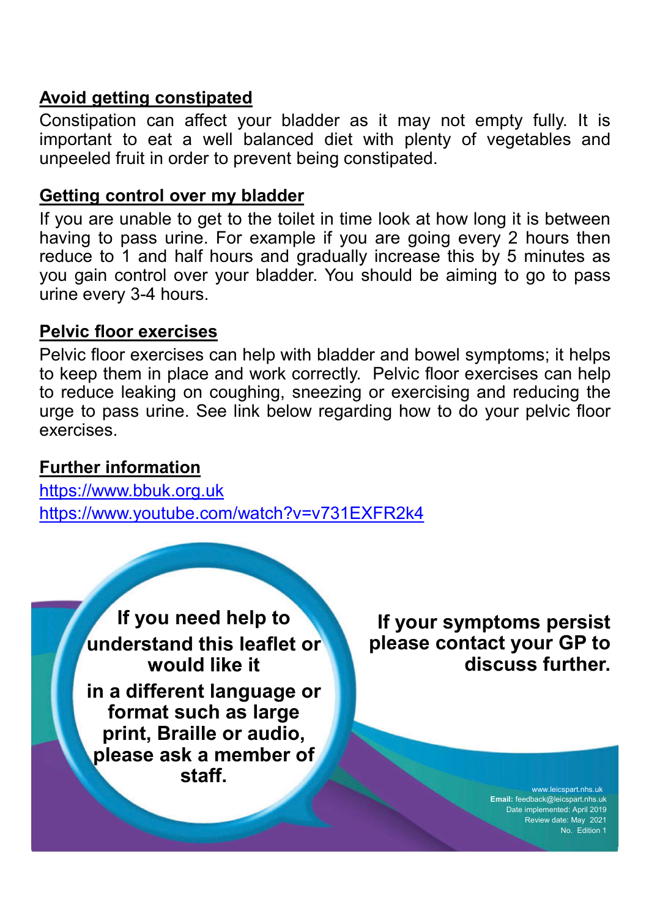## Avoid getting constipated

Constipation can affect your bladder as it may not empty fully. It is important to eat a well balanced diet with plenty of vegetables and unpeeled fruit in order to prevent being constipated.

## Getting control over my bladder

If you are unable to get to the toilet in time look at how long it is between having to pass urine. For example if you are going every 2 hours then reduce to 1 and half hours and gradually increase this by 5 minutes as you gain control over your bladder. You should be aiming to go to pass urine every 3-4 hours.

## Pelvic floor exercises

Pelvic floor exercises can help with bladder and bowel symptoms; it helps to keep them in place and work correctly. Pelvic floor exercises can help to reduce leaking on coughing, sneezing or exercising and reducing the urge to pass urine. See link below regarding how to do your pelvic floor exercises.

## Further information

https://www.bbuk.org.uk

https://www.youtube.com/watch?v=v731EXFR2k4

**If you need help to understand this leaflet or would like it in a different language or format such as large print, Braille or audio, please ask a member of staff.**

**If your symptoms persist please contact your GP to discuss further.**

www.leicspart.nhs.uk
**Email:** feedback@leicspart.nhs.uk
Date implemented: April 2019
Review date: May 2021
No. Edition 1